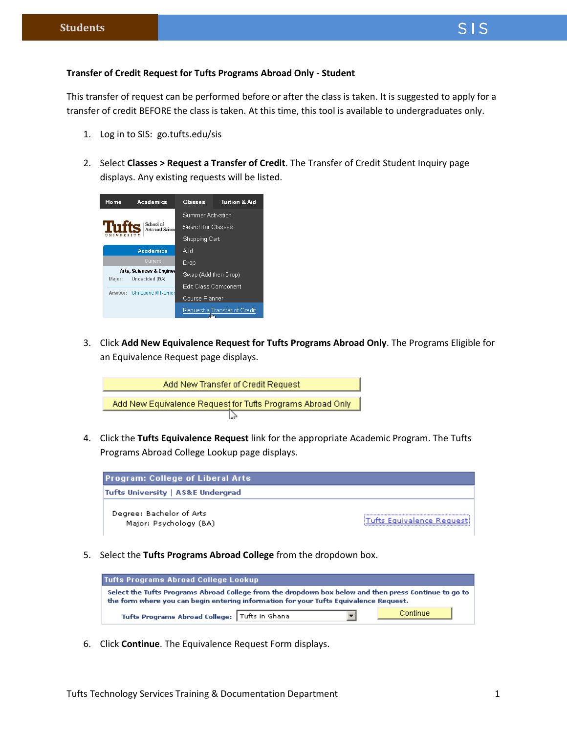## Transfer of Credit Request for Tufts Programs Abroad Only - Student

This transfer of request can be performed before or after the class is taken. It is suggested to apply for a transfer of credit BEFORE the class is taken. At this time, this tool is available to undergraduates only.

1. Log in to SIS: go.tufts.edu/sis

2. Select **Classes > Request a Transfer of Credit**. The Transfer of Credit Student Inquiry page displays. Any existing requests will be listed.

3. Click **Add New Equivalence Request for Tufts Programs Abroad Only**. The Programs Eligible for an Equivalence Request page displays.

4. Click the **Tufts Equivalence Request** link for the appropriate Academic Program. The Tufts Programs Abroad College Lookup page displays.

5. Select the **Tufts Programs Abroad College** from the dropdown box.

6. Click **Continue**. The Equivalence Request Form displays.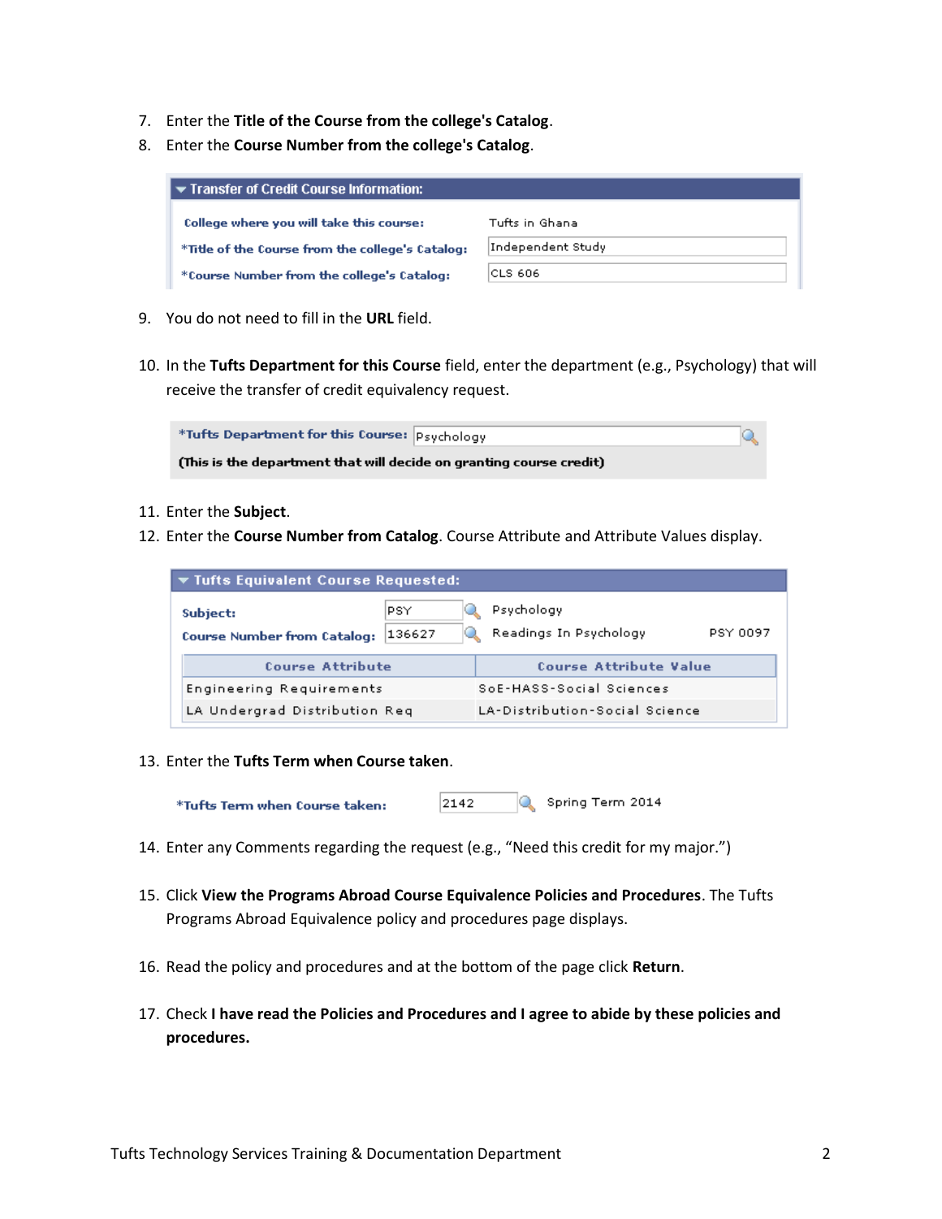7. Enter the **Title of the Course from the college's Catalog**.
8. Enter the **Course Number from the college's Catalog**.

**Transfer of Credit Course Information:**

| | |
|---|---|
| College where you will take this course: | Tufts in Ghana |
| *Title of the Course from the college's Catalog: | Independent Study |
| *Course Number from the college's Catalog: | CLS 606 |

9. You do not need to fill in the **URL** field.

10. In the **Tufts Department for this Course** field, enter the department (e.g., Psychology) that will receive the transfer of credit equivalency request.

*Tufts Department for this Course: Psychology

**(This is the department that will decide on granting course credit)**

11. Enter the **Subject**.
12. Enter the **Course Number from Catalog**. Course Attribute and Attribute Values display.

**Tufts Equivalent Course Requested:**

| | | | |
|---|---|---|---|
| Subject: | PSY | Psychology | |
| Course Number from Catalog: | 136627 | Readings In Psychology | PSY 0097 |

| Course Attribute | Course Attribute Value |
|---|---|
| Engineering Requirements | SoE-HASS-Social Sciences |
| LA Undergrad Distribution Req | LA-Distribution-Social Science |

13. Enter the **Tufts Term when Course taken**.

*Tufts Term when Course taken: 2142 Spring Term 2014

14. Enter any Comments regarding the request (e.g., “Need this credit for my major.”)

15. Click **View the Programs Abroad Course Equivalence Policies and Procedures**. The Tufts Programs Abroad Equivalence policy and procedures page displays.

16. Read the policy and procedures and at the bottom of the page click **Return**.

17. Check **I have read the Policies and Procedures and I agree to abide by these policies and procedures.**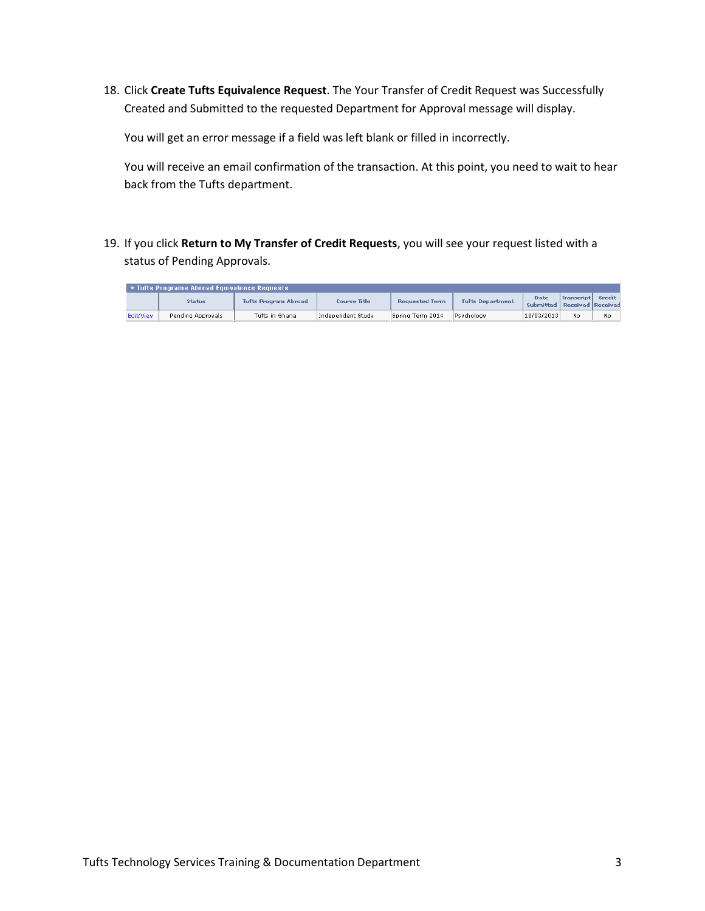18. Click **Create Tufts Equivalence Request**. The Your Transfer of Credit Request was Successfully Created and Submitted to the requested Department for Approval message will display.

    You will get an error message if a field was left blank or filled in incorrectly.

    You will receive an email confirmation of the transaction. At this point, you need to wait to hear back from the Tufts department.

19. If you click **Return to My Transfer of Credit Requests**, you will see your request listed with a status of Pending Approvals.

| ▼ Tufts Programs Abroad Equivalence Requests | | | | | | | | |
|---|---|---|---|---|---|---|---|---|
| | Status | Tufts Program Abroad | Course Title | Requested Term | Tufts Department | Date Submitted | Transcript Received | Credit Received |
| Edit/View | Pending Approvals | Tufts in Ghana | Independent Study | Spring Term 2014 | Psychology | 10/03/2013 | No | No |